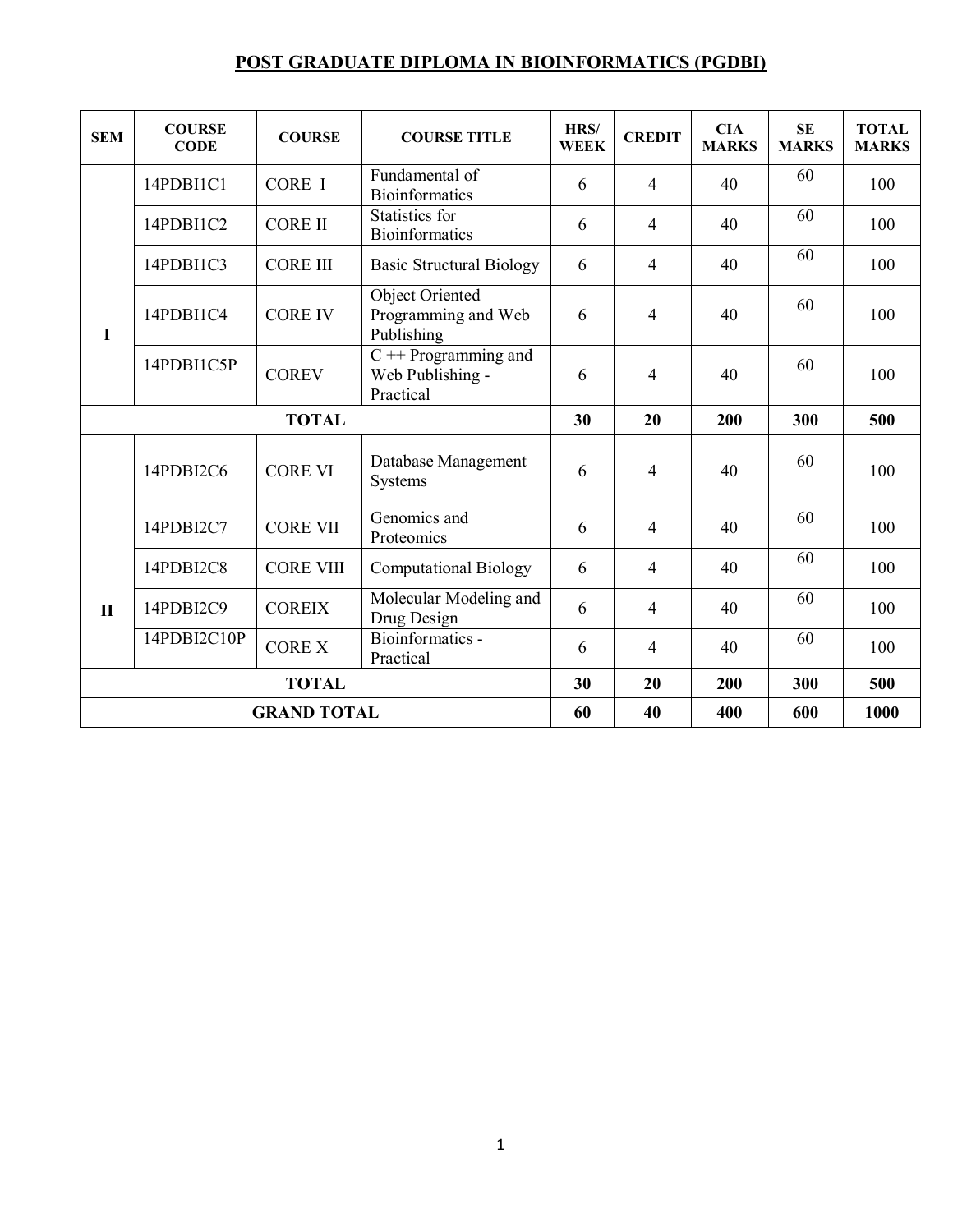# POST GRADUATE DIPLOMA IN BIOINFORMATICS (PGDBI)

| SEM | COURSE CODE | COURSE | COURSE TITLE | HRS/ WEEK | CREDIT | CIA MARKS | SE MARKS | TOTAL MARKS |
|---|---|---|---|---|---|---|---|---|
| I | 14PDBI1C1 | CORE I | Fundamental of Bioinformatics | 6 | 4 | 40 | 60 | 100 |
| | 14PDBI1C2 | CORE II | Statistics for Bioinformatics | 6 | 4 | 40 | 60 | 100 |
| | 14PDBI1C3 | CORE III | Basic Structural Biology | 6 | 4 | 40 | 60 | 100 |
| | 14PDBI1C4 | CORE IV | Object Oriented Programming and Web Publishing | 6 | 4 | 40 | 60 | 100 |
| | 14PDBI1C5P | COREV | C ++ Programming and Web Publishing - Practical | 6 | 4 | 40 | 60 | 100 |
| **TOTAL** | | | | **30** | **20** | **200** | **300** | **500** |
| II | 14PDBI2C6 | CORE VI | Database Management Systems | 6 | 4 | 40 | 60 | 100 |
| | 14PDBI2C7 | CORE VII | Genomics and Proteomics | 6 | 4 | 40 | 60 | 100 |
| | 14PDBI2C8 | CORE VIII | Computational Biology | 6 | 4 | 40 | 60 | 100 |
| | 14PDBI2C9 | COREIX | Molecular Modeling and Drug Design | 6 | 4 | 40 | 60 | 100 |
| | 14PDBI2C10P | CORE X | Bioinformatics - Practical | 6 | 4 | 40 | 60 | 100 |
| **TOTAL** | | | | **30** | **20** | **200** | **300** | **500** |
| **GRAND TOTAL** | | | | **60** | **40** | **400** | **600** | **1000** |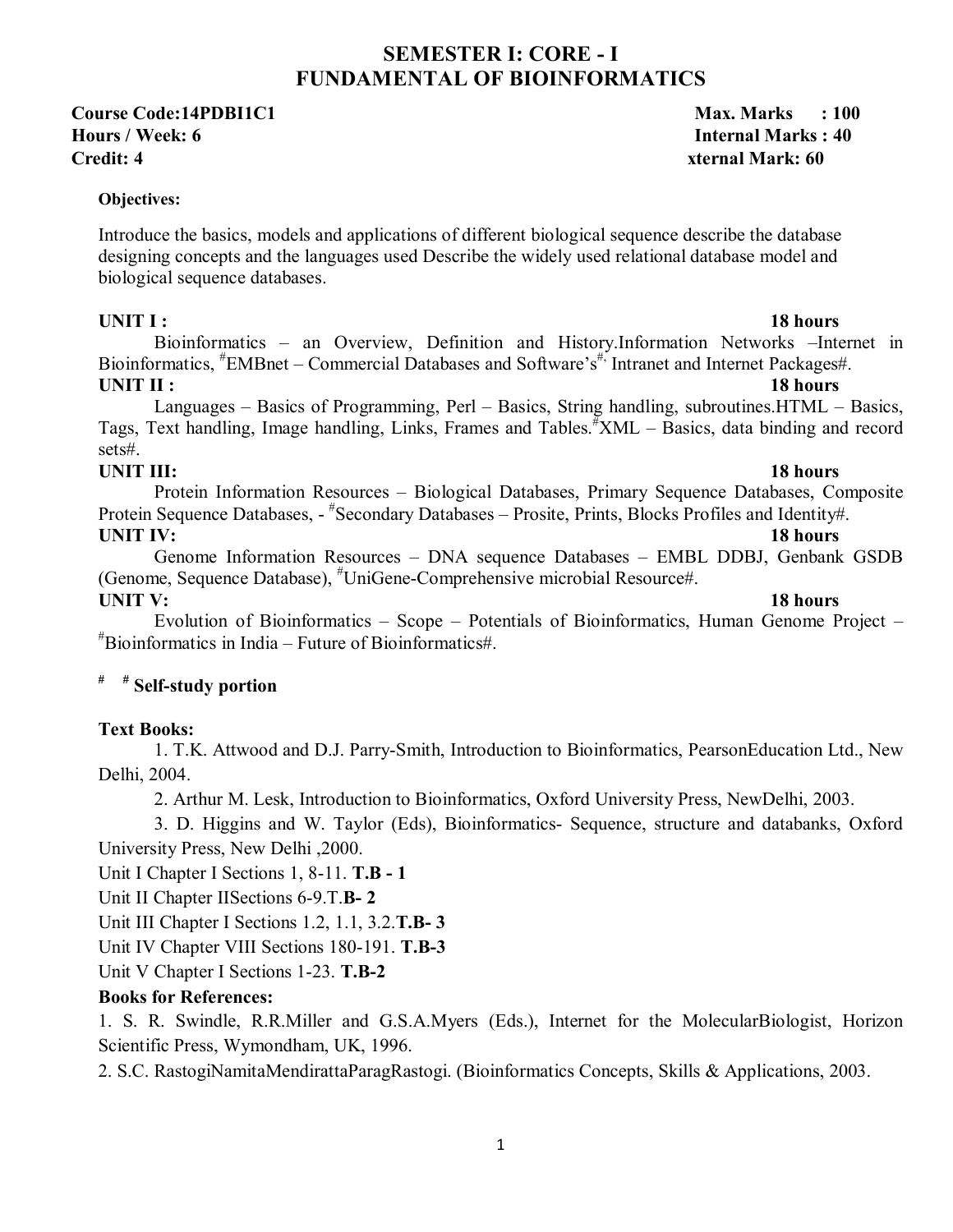# SEMESTER I: CORE - I
# FUNDAMENTAL OF BIOINFORMATICS

**Course Code:14PDBI1C1** **Max. Marks : 100**
**Hours / Week: 6** **Internal Marks : 40**
**Credit: 4** **xternal Mark: 60**

**Objectives:**

Introduce the basics, models and applications of different biological sequence describe the database designing concepts and the languages used Describe the widely used relational database model and biological sequence databases.

**UNIT I :** **18 hours**

Bioinformatics – an Overview, Definition and History.Information Networks –Internet in Bioinformatics, #EMBnet – Commercial Databases and Software's#, Intranet and Internet Packages#.

**UNIT II :** **18 hours**

Languages – Basics of Programming, Perl – Basics, String handling, subroutines.HTML – Basics, Tags, Text handling, Image handling, Links, Frames and Tables.#XML – Basics, data binding and record sets#.

**UNIT III:** **18 hours**

Protein Information Resources – Biological Databases, Primary Sequence Databases, Composite Protein Sequence Databases, - #Secondary Databases – Prosite, Prints, Blocks Profiles and Identity#.

**UNIT IV:** **18 hours**

Genome Information Resources – DNA sequence Databases – EMBL DDBJ, Genbank GSDB (Genome, Sequence Database), #UniGene-Comprehensive microbial Resource#.

**UNIT V:** **18 hours**

Evolution of Bioinformatics – Scope – Potentials of Bioinformatics, Human Genome Project – #Bioinformatics in India – Future of Bioinformatics#.

**# # Self-study portion**

**Text Books:**

1. T.K. Attwood and D.J. Parry-Smith, Introduction to Bioinformatics, PearsonEducation Ltd., New Delhi, 2004.
2. Arthur M. Lesk, Introduction to Bioinformatics, Oxford University Press, NewDelhi, 2003.
3. D. Higgins and W. Taylor (Eds), Bioinformatics- Sequence, structure and databanks, Oxford University Press, New Delhi ,2000.

Unit I Chapter I Sections 1, 8-11. **T.B - 1**

Unit II Chapter IISections 6-9.T.**B- 2**

Unit III Chapter I Sections 1.2, 1.1, 3.2.**T.B- 3**

Unit IV Chapter VIII Sections 180-191. **T.B-3**

Unit V Chapter I Sections 1-23. **T.B-2**

**Books for References:**

1. S. R. Swindle, R.R.Miller and G.S.A.Myers (Eds.), Internet for the MolecularBiologist, Horizon Scientific Press, Wymondham, UK, 1996.
2. S.C. RastogiNamitaMendirattaParagRastogi. (Bioinformatics Concepts, Skills & Applications, 2003.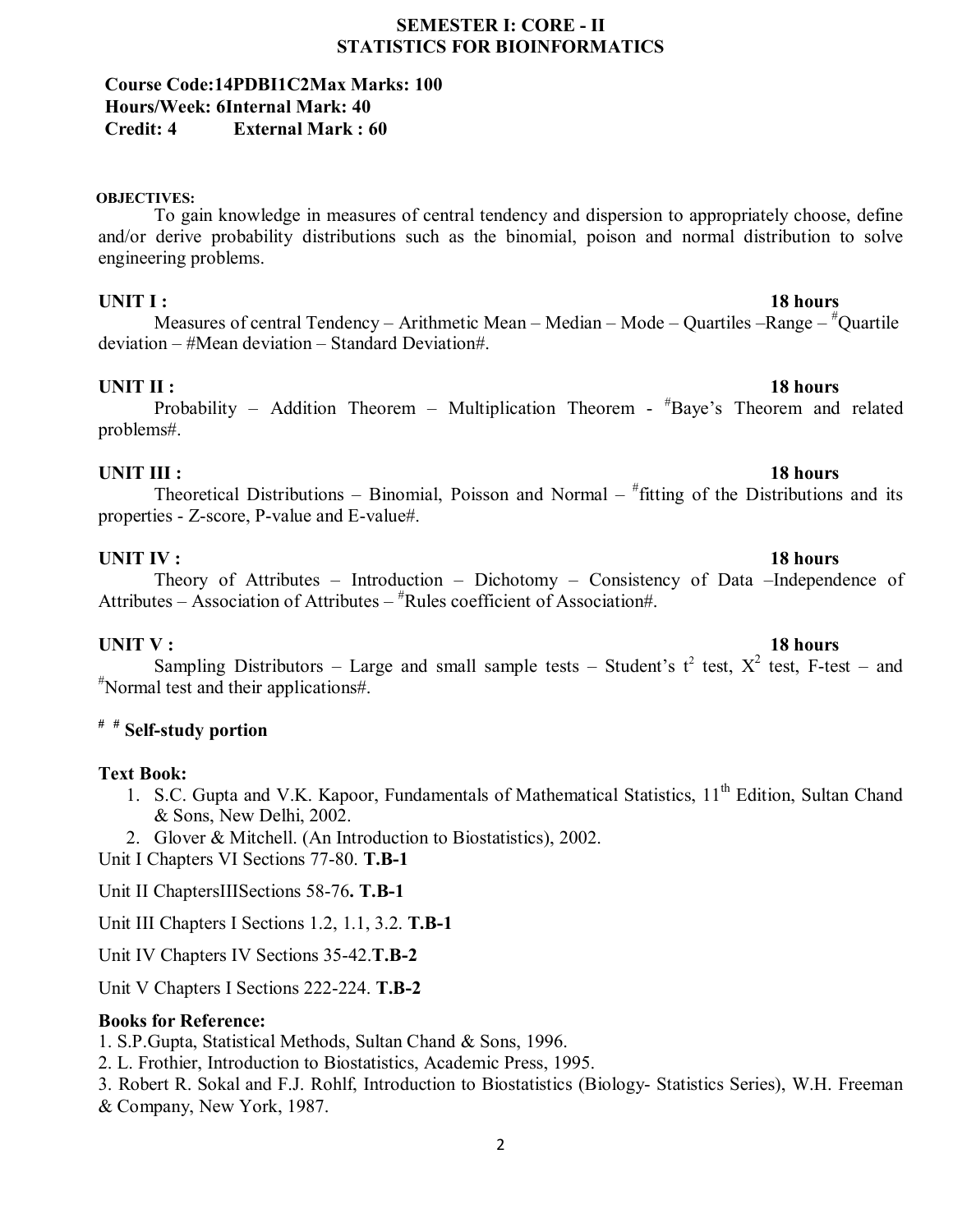# SEMESTER I: CORE - II
# STATISTICS FOR BIOINFORMATICS

**Course Code:14PDBI1C2Max Marks: 100**
**Hours/Week: 6Internal Mark: 40**
**Credit: 4 External Mark : 60**

**OBJECTIVES:**

To gain knowledge in measures of central tendency and dispersion to appropriately choose, define and/or derive probability distributions such as the binomial, poison and normal distribution to solve engineering problems.

**UNIT I : 18 hours**

Measures of central Tendency – Arithmetic Mean – Median – Mode – Quartiles –Range – #Quartile deviation – #Mean deviation – Standard Deviation#.

**UNIT II : 18 hours**

Probability – Addition Theorem – Multiplication Theorem - #Baye's Theorem and related problems#.

**UNIT III : 18 hours**

Theoretical Distributions – Binomial, Poisson and Normal – #fitting of the Distributions and its properties - Z-score, P-value and E-value#.

**UNIT IV : 18 hours**

Theory of Attributes – Introduction – Dichotomy – Consistency of Data –Independence of Attributes – Association of Attributes – #Rules coefficient of Association#.

**UNIT V : 18 hours**

Sampling Distributors – Large and small sample tests – Student's $t^2$ test, $X^2$ test, F-test – and #Normal test and their applications#.

**# # Self-study portion**

**Text Book:**

1. S.C. Gupta and V.K. Kapoor, Fundamentals of Mathematical Statistics, 11th Edition, Sultan Chand & Sons, New Delhi, 2002.
2. Glover & Mitchell. (An Introduction to Biostatistics), 2002.

Unit I Chapters VI Sections 77-80. **T.B-1**

Unit II ChaptersIIISections 58-76**. T.B-1**

Unit III Chapters I Sections 1.2, 1.1, 3.2. **T.B-1**

Unit IV Chapters IV Sections 35-42.**T.B-2**

Unit V Chapters I Sections 222-224. **T.B-2**

**Books for Reference:**

1. S.P.Gupta, Statistical Methods, Sultan Chand & Sons, 1996.
2. L. Frothier, Introduction to Biostatistics, Academic Press, 1995.
3. Robert R. Sokal and F.J. Rohlf, Introduction to Biostatistics (Biology- Statistics Series), W.H. Freeman & Company, New York, 1987.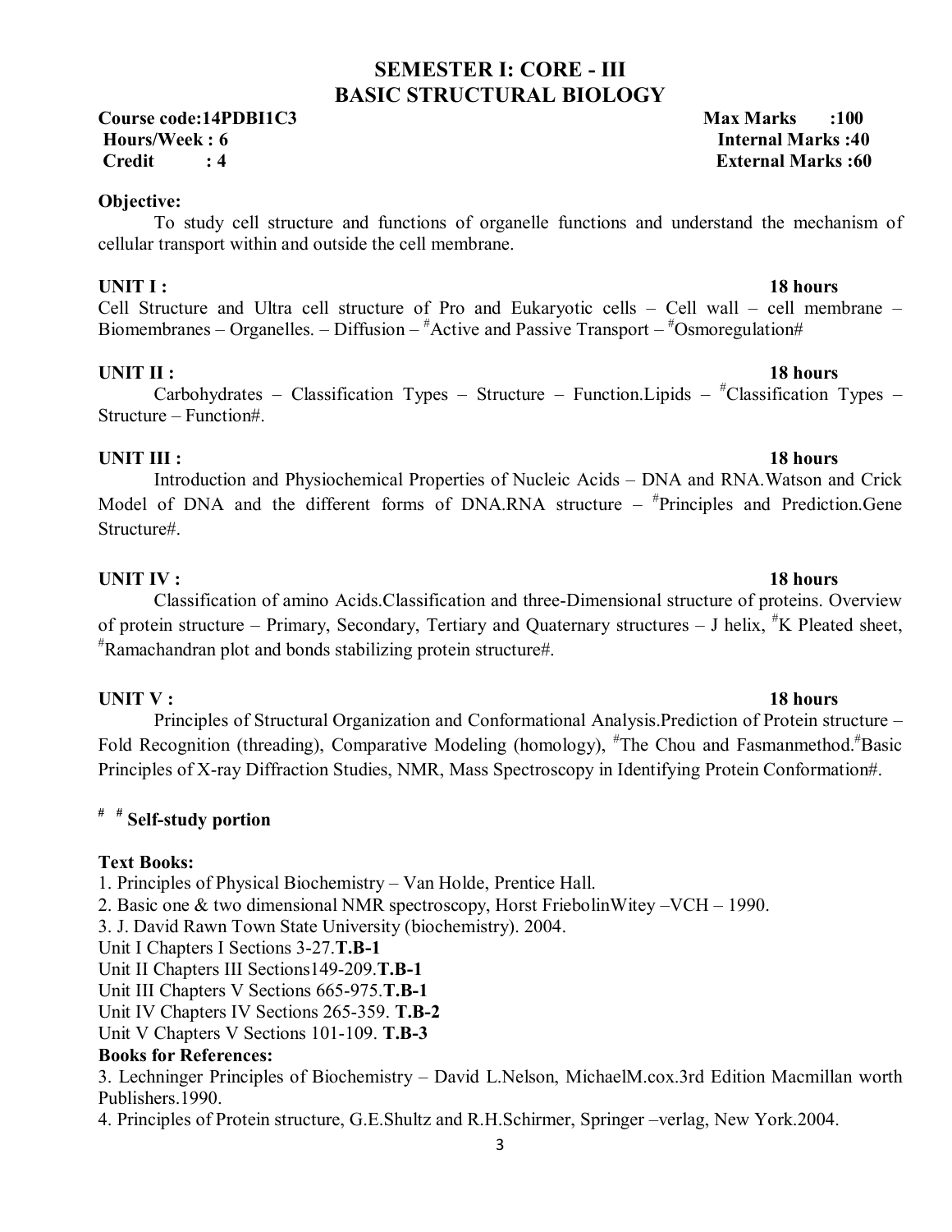# SEMESTER I: CORE - III
# BASIC STRUCTURAL BIOLOGY

**Course code:14PDBI1C3** **Max Marks :100**
**Hours/Week : 6** **Internal Marks :40**
**Credit : 4** **External Marks :60**

**Objective:**

To study cell structure and functions of organelle functions and understand the mechanism of cellular transport within and outside the cell membrane.

**UNIT I :** **18 hours**

Cell Structure and Ultra cell structure of Pro and Eukaryotic cells – Cell wall – cell membrane – Biomembranes – Organelles. – Diffusion – #Active and Passive Transport – #Osmoregulation#

**UNIT II :** **18 hours**

Carbohydrates – Classification Types – Structure – Function.Lipids – #Classification Types – Structure – Function#.

**UNIT III :** **18 hours**

Introduction and Physiochemical Properties of Nucleic Acids – DNA and RNA.Watson and Crick Model of DNA and the different forms of DNA.RNA structure – #Principles and Prediction.Gene Structure#.

**UNIT IV :** **18 hours**

Classification of amino Acids.Classification and three-Dimensional structure of proteins. Overview of protein structure – Primary, Secondary, Tertiary and Quaternary structures – J helix, #K Pleated sheet, #Ramachandran plot and bonds stabilizing protein structure#.

**UNIT V :** **18 hours**

Principles of Structural Organization and Conformational Analysis.Prediction of Protein structure – Fold Recognition (threading), Comparative Modeling (homology), #The Chou and Fasmanmethod.#Basic Principles of X-ray Diffraction Studies, NMR, Mass Spectroscopy in Identifying Protein Conformation#.

# # **Self-study portion**

**Text Books:**

1. Principles of Physical Biochemistry – Van Holde, Prentice Hall.
2. Basic one & two dimensional NMR spectroscopy, Horst FriebolinWitey –VCH – 1990.
3. J. David Rawn Town State University (biochemistry). 2004.

Unit I Chapters I Sections 3-27.**T.B-1**
Unit II Chapters III Sections149-209.**T.B-1**
Unit III Chapters V Sections 665-975.**T.B-1**
Unit IV Chapters IV Sections 265-359. **T.B-2**
Unit V Chapters V Sections 101-109. **T.B-3**

**Books for References:**

3. Lechninger Principles of Biochemistry – David L.Nelson, MichaelM.cox.3rd Edition Macmillan worth Publishers.1990.
4. Principles of Protein structure, G.E.Shultz and R.H.Schirmer, Springer –verlag, New York.2004.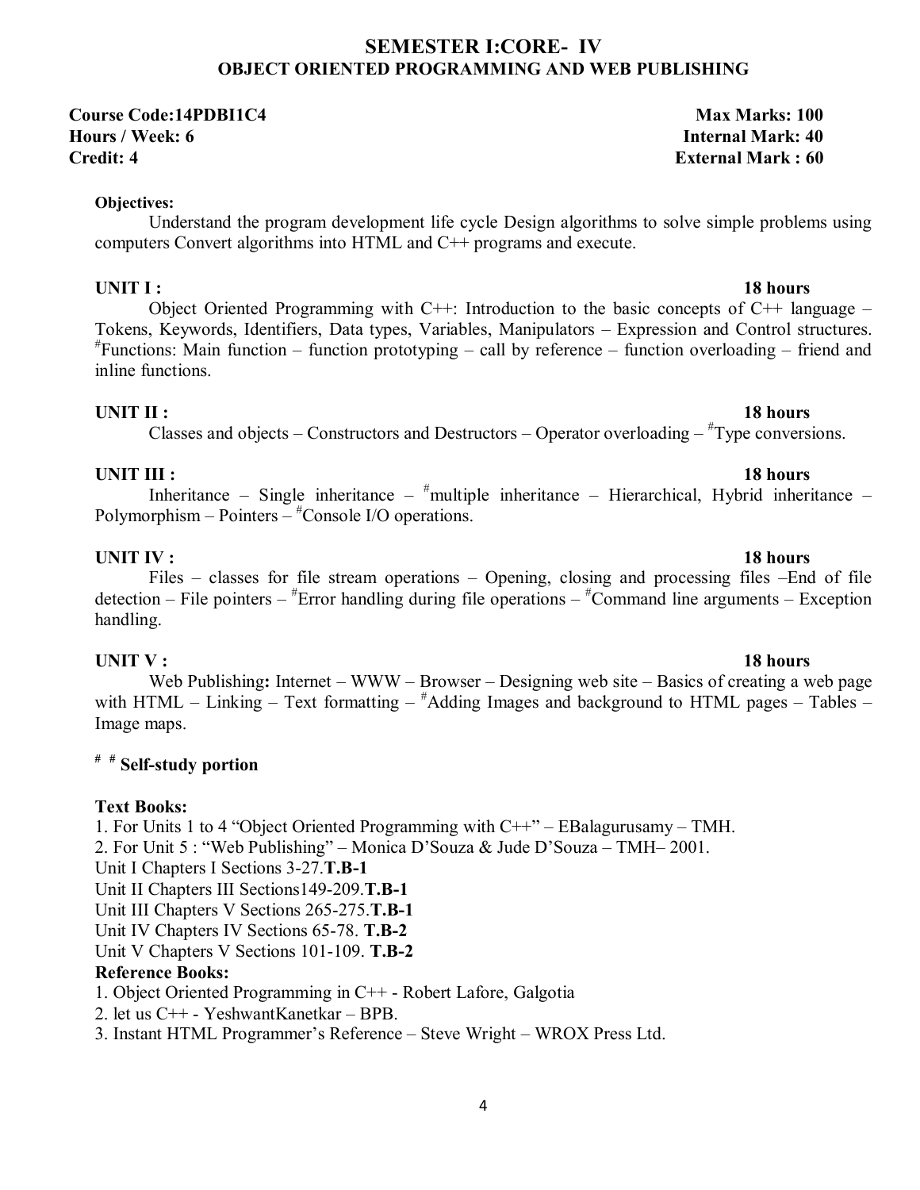## SEMESTER I:CORE- IV
## OBJECT ORIENTED PROGRAMMING AND WEB PUBLISHING

**Course Code:14PDBI1C4** **Max Marks: 100**
**Hours / Week: 6** **Internal Mark: 40**
**Credit: 4** **External Mark : 60**

**Objectives:**

Understand the program development life cycle Design algorithms to solve simple problems using computers Convert algorithms into HTML and C++ programs and execute.

**UNIT I :** **18 hours**

Object Oriented Programming with C++: Introduction to the basic concepts of C++ language – Tokens, Keywords, Identifiers, Data types, Variables, Manipulators – Expression and Control structures. #Functions: Main function – function prototyping – call by reference – function overloading – friend and inline functions.

**UNIT II :** **18 hours**

Classes and objects – Constructors and Destructors – Operator overloading – #Type conversions.

**UNIT III :** **18 hours**

Inheritance – Single inheritance – #multiple inheritance – Hierarchical, Hybrid inheritance – Polymorphism – Pointers – #Console I/O operations.

**UNIT IV :** **18 hours**

Files – classes for file stream operations – Opening, closing and processing files –End of file detection – File pointers – #Error handling during file operations – #Command line arguments – Exception handling.

**UNIT V :** **18 hours**

Web Publishing**:** Internet – WWW – Browser – Designing web site – Basics of creating a web page with HTML – Linking – Text formatting – #Adding Images and background to HTML pages – Tables – Image maps.

**# # Self-study portion**

**Text Books:**

1. For Units 1 to 4 “Object Oriented Programming with C++” – EBalagurusamy – TMH.
2. For Unit 5 : “Web Publishing” – Monica D’Souza & Jude D’Souza – TMH– 2001.

Unit I Chapters I Sections 3-27.**T.B-1**
Unit II Chapters III Sections149-209.**T.B-1**
Unit III Chapters V Sections 265-275.**T.B-1**
Unit IV Chapters IV Sections 65-78. **T.B-2**
Unit V Chapters V Sections 101-109. **T.B-2**

**Reference Books:**

1. Object Oriented Programming in C++ - Robert Lafore, Galgotia
2. let us C++ - YeshwantKanetkar – BPB.
3. Instant HTML Programmer’s Reference – Steve Wright – WROX Press Ltd.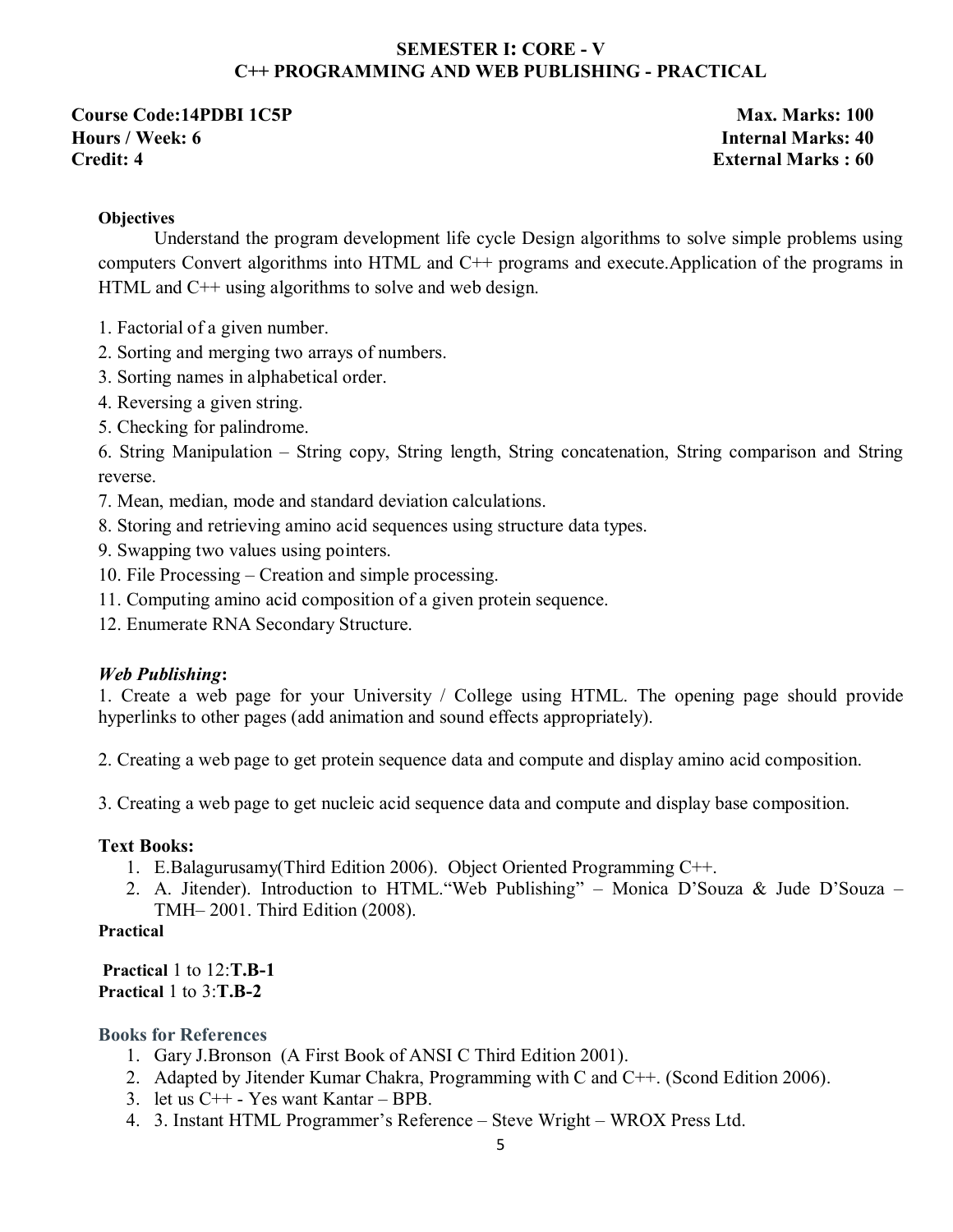## SEMESTER I: CORE - V
## C++ PROGRAMMING AND WEB PUBLISHING - PRACTICAL

**Course Code:14PDBI 1C5P** | **Max. Marks: 100**
**Hours / Week: 6** | **Internal Marks: 40**
**Credit: 4** | **External Marks : 60**

**Objectives**

Understand the program development life cycle Design algorithms to solve simple problems using computers Convert algorithms into HTML and C++ programs and execute.Application of the programs in HTML and C++ using algorithms to solve and web design.

1. Factorial of a given number.
2. Sorting and merging two arrays of numbers.
3. Sorting names in alphabetical order.
4. Reversing a given string.
5. Checking for palindrome.
6. String Manipulation – String copy, String length, String concatenation, String comparison and String reverse.
7. Mean, median, mode and standard deviation calculations.
8. Storing and retrieving amino acid sequences using structure data types.
9. Swapping two values using pointers.
10. File Processing – Creation and simple processing.
11. Computing amino acid composition of a given protein sequence.
12. Enumerate RNA Secondary Structure.

***Web Publishing*:**

1. Create a web page for your University / College using HTML. The opening page should provide hyperlinks to other pages (add animation and sound effects appropriately).

2. Creating a web page to get protein sequence data and compute and display amino acid composition.

3. Creating a web page to get nucleic acid sequence data and compute and display base composition.

**Text Books:**

1. E.Balagurusamy(Third Edition 2006). Object Oriented Programming C++.
2. A. Jitender). Introduction to HTML."Web Publishing" – Monica D'Souza & Jude D'Souza – TMH– 2001. Third Edition (2008).

**Practical**

**Practical** 1 to 12:**T.B-1**
**Practical** 1 to 3:**T.B-2**

**Books for References**

1. Gary J.Bronson (A First Book of ANSI C Third Edition 2001).
2. Adapted by Jitender Kumar Chakra, Programming with C and C++. (Scond Edition 2006).
3. let us C++ - Yes want Kantar – BPB.
4. 3. Instant HTML Programmer's Reference – Steve Wright – WROX Press Ltd.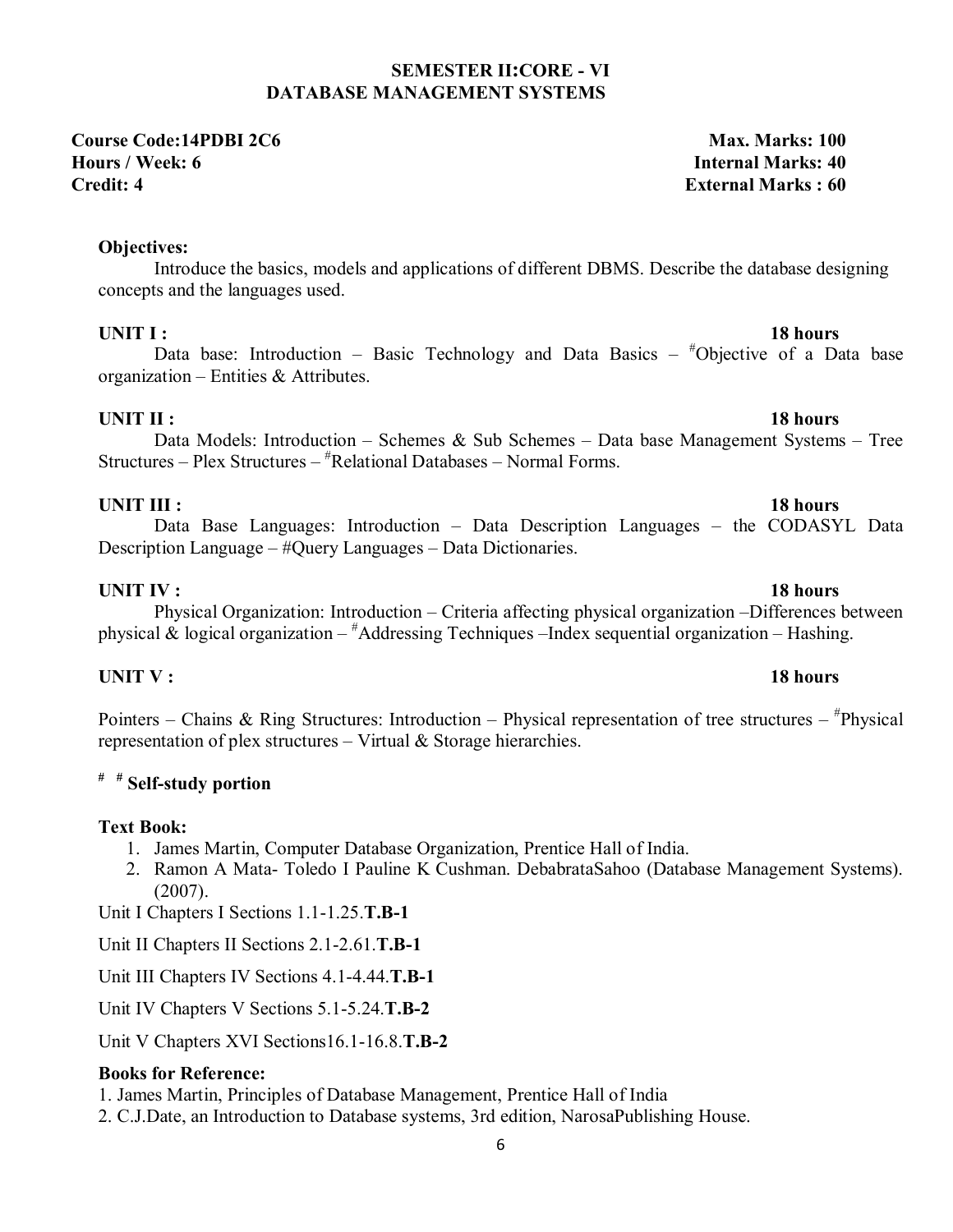## SEMESTER II:CORE - VI
## DATABASE MANAGEMENT SYSTEMS

**Course Code:14PDBI 2C6** **Max. Marks: 100**
**Hours / Week: 6** **Internal Marks: 40**
**Credit: 4** **External Marks : 60**

**Objectives:**

Introduce the basics, models and applications of different DBMS. Describe the database designing concepts and the languages used.

**UNIT I :** **18 hours**

Data base: Introduction – Basic Technology and Data Basics – #Objective of a Data base organization – Entities & Attributes.

**UNIT II :** **18 hours**

Data Models: Introduction – Schemes & Sub Schemes – Data base Management Systems – Tree Structures – Plex Structures – #Relational Databases – Normal Forms.

**UNIT III :** **18 hours**

Data Base Languages: Introduction – Data Description Languages – the CODASYL Data Description Language – #Query Languages – Data Dictionaries.

**UNIT IV :** **18 hours**

Physical Organization: Introduction – Criteria affecting physical organization –Differences between physical & logical organization – #Addressing Techniques –Index sequential organization – Hashing.

**UNIT V :** **18 hours**

Pointers – Chains & Ring Structures: Introduction – Physical representation of tree structures – #Physical representation of plex structures – Virtual & Storage hierarchies.

**# # Self-study portion**

**Text Book:**

1. James Martin, Computer Database Organization, Prentice Hall of India.
2. Ramon A Mata- Toledo I Pauline K Cushman. DebabrataSahoo (Database Management Systems). (2007).

Unit I Chapters I Sections 1.1-1.25.**T.B-1**

Unit II Chapters II Sections 2.1-2.61.**T.B-1**

Unit III Chapters IV Sections 4.1-4.44.**T.B-1**

Unit IV Chapters V Sections 5.1-5.24.**T.B-2**

Unit V Chapters XVI Sections16.1-16.8.**T.B-2**

**Books for Reference:**

1. James Martin, Principles of Database Management, Prentice Hall of India
2. C.J.Date, an Introduction to Database systems, 3rd edition, NarosaPublishing House.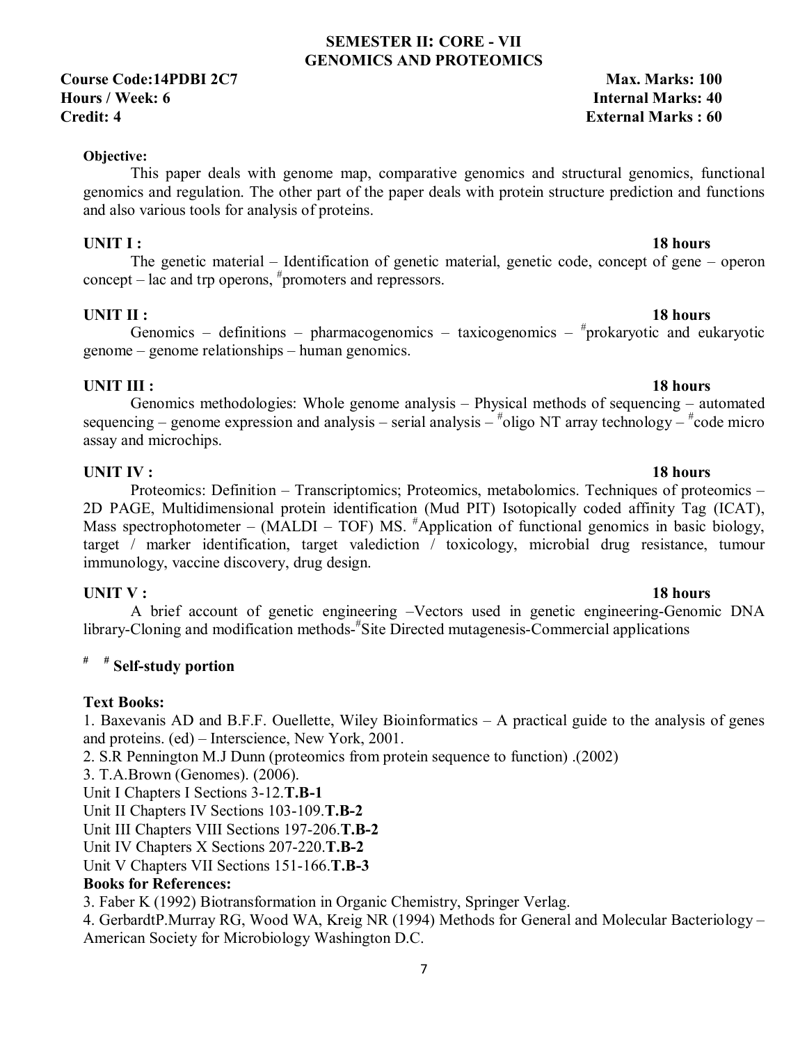## SEMESTER II: CORE - VII
## GENOMICS AND PROTEOMICS

**Course Code:14PDBI 2C7** **Max. Marks: 100**
**Hours / Week: 6** **Internal Marks: 40**
**Credit: 4** **External Marks : 60**

**Objective:**

This paper deals with genome map, comparative genomics and structural genomics, functional genomics and regulation. The other part of the paper deals with protein structure prediction and functions and also various tools for analysis of proteins.

**UNIT I :** **18 hours**

The genetic material – Identification of genetic material, genetic code, concept of gene – operon concept – lac and trp operons, #promoters and repressors.

**UNIT II :** **18 hours**

Genomics – definitions – pharmacogenomics – taxicogenomics – #prokaryotic and eukaryotic genome – genome relationships – human genomics.

**UNIT III :** **18 hours**

Genomics methodologies: Whole genome analysis – Physical methods of sequencing – automated sequencing – genome expression and analysis – serial analysis – #oligo NT array technology – #code micro assay and microchips.

**UNIT IV :** **18 hours**

Proteomics: Definition – Transcriptomics; Proteomics, metabolomics. Techniques of proteomics – 2D PAGE, Multidimensional protein identification (Mud PIT) Isotopically coded affinity Tag (ICAT), Mass spectrophotometer – (MALDI – TOF) MS. #Application of functional genomics in basic biology, target / marker identification, target valediction / toxicology, microbial drug resistance, tumour immunology, vaccine discovery, drug design.

**UNIT V :** **18 hours**

A brief account of genetic engineering –Vectors used in genetic engineering-Genomic DNA library-Cloning and modification methods-#Site Directed mutagenesis-Commercial applications

**# # Self-study portion**

**Text Books:**

1. Baxevanis AD and B.F.F. Ouellette, Wiley Bioinformatics – A practical guide to the analysis of genes and proteins. (ed) – Interscience, New York, 2001.
2. S.R Pennington M.J Dunn (proteomics from protein sequence to function) .(2002)
3. T.A.Brown (Genomes). (2006).

Unit I Chapters I Sections 3-12.**T.B-1**
Unit II Chapters IV Sections 103-109.**T.B-2**
Unit III Chapters VIII Sections 197-206.**T.B-2**
Unit IV Chapters X Sections 207-220.**T.B-2**
Unit V Chapters VII Sections 151-166.**T.B-3**

**Books for References:**

3. Faber K (1992) Biotransformation in Organic Chemistry, Springer Verlag.
4. GerbardtP.Murray RG, Wood WA, Kreig NR (1994) Methods for General and Molecular Bacteriology – American Society for Microbiology Washington D.C.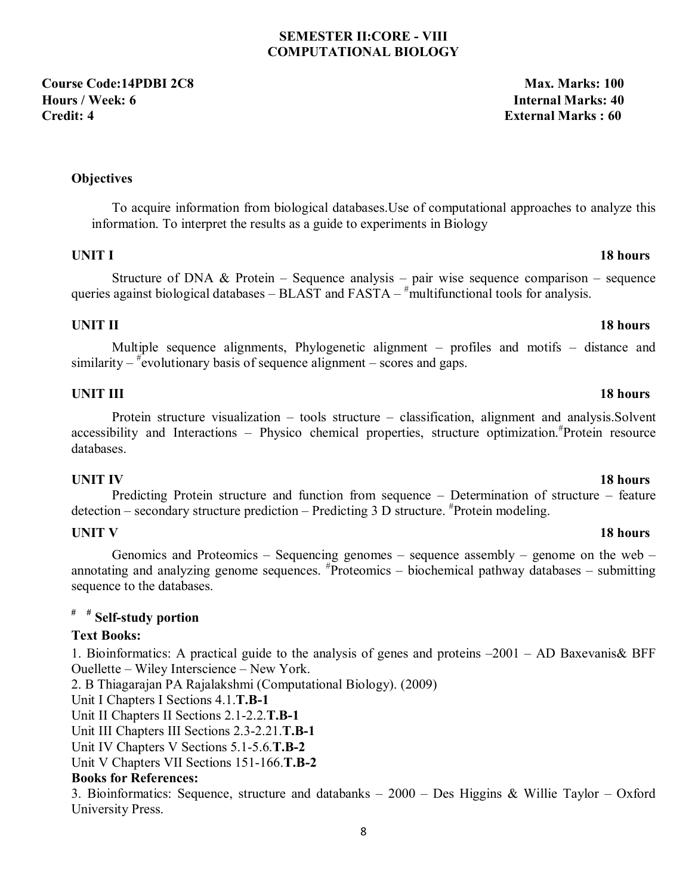## SEMESTER II:CORE - VIII
## COMPUTATIONAL BIOLOGY

**Course Code:14PDBI 2C8** **Max. Marks: 100**
**Hours / Week: 6** **Internal Marks: 40**
**Credit: 4** **External Marks : 60**

### Objectives

To acquire information from biological databases.Use of computational approaches to analyze this information. To interpret the results as a guide to experiments in Biology

**UNIT I** **18 hours**

Structure of DNA & Protein – Sequence analysis – pair wise sequence comparison – sequence queries against biological databases – BLAST and FASTA – #multifunctional tools for analysis.

**UNIT II** **18 hours**

Multiple sequence alignments, Phylogenetic alignment – profiles and motifs – distance and similarity – #evolutionary basis of sequence alignment – scores and gaps.

**UNIT III** **18 hours**

Protein structure visualization – tools structure – classification, alignment and analysis.Solvent accessibility and Interactions – Physico chemical properties, structure optimization.#Protein resource databases.

**UNIT IV** **18 hours**

Predicting Protein structure and function from sequence – Determination of structure – feature detection – secondary structure prediction – Predicting 3 D structure. #Protein modeling.

**UNIT V** **18 hours**

Genomics and Proteomics – Sequencing genomes – sequence assembly – genome on the web – annotating and analyzing genome sequences. #Proteomics – biochemical pathway databases – submitting sequence to the databases.

**# # Self-study portion**

**Text Books:**

1. Bioinformatics: A practical guide to the analysis of genes and proteins –2001 – AD Baxevanis& BFF Ouellette – Wiley Interscience – New York.
2. B Thiagarajan PA Rajalakshmi (Computational Biology). (2009)

Unit I Chapters I Sections 4.1.**T.B-1**
Unit II Chapters II Sections 2.1-2.2.**T.B-1**
Unit III Chapters III Sections 2.3-2.21.**T.B-1**
Unit IV Chapters V Sections 5.1-5.6.**T.B-2**
Unit V Chapters VII Sections 151-166.**T.B-2**

**Books for References:**

3. Bioinformatics: Sequence, structure and databanks – 2000 – Des Higgins & Willie Taylor – Oxford University Press.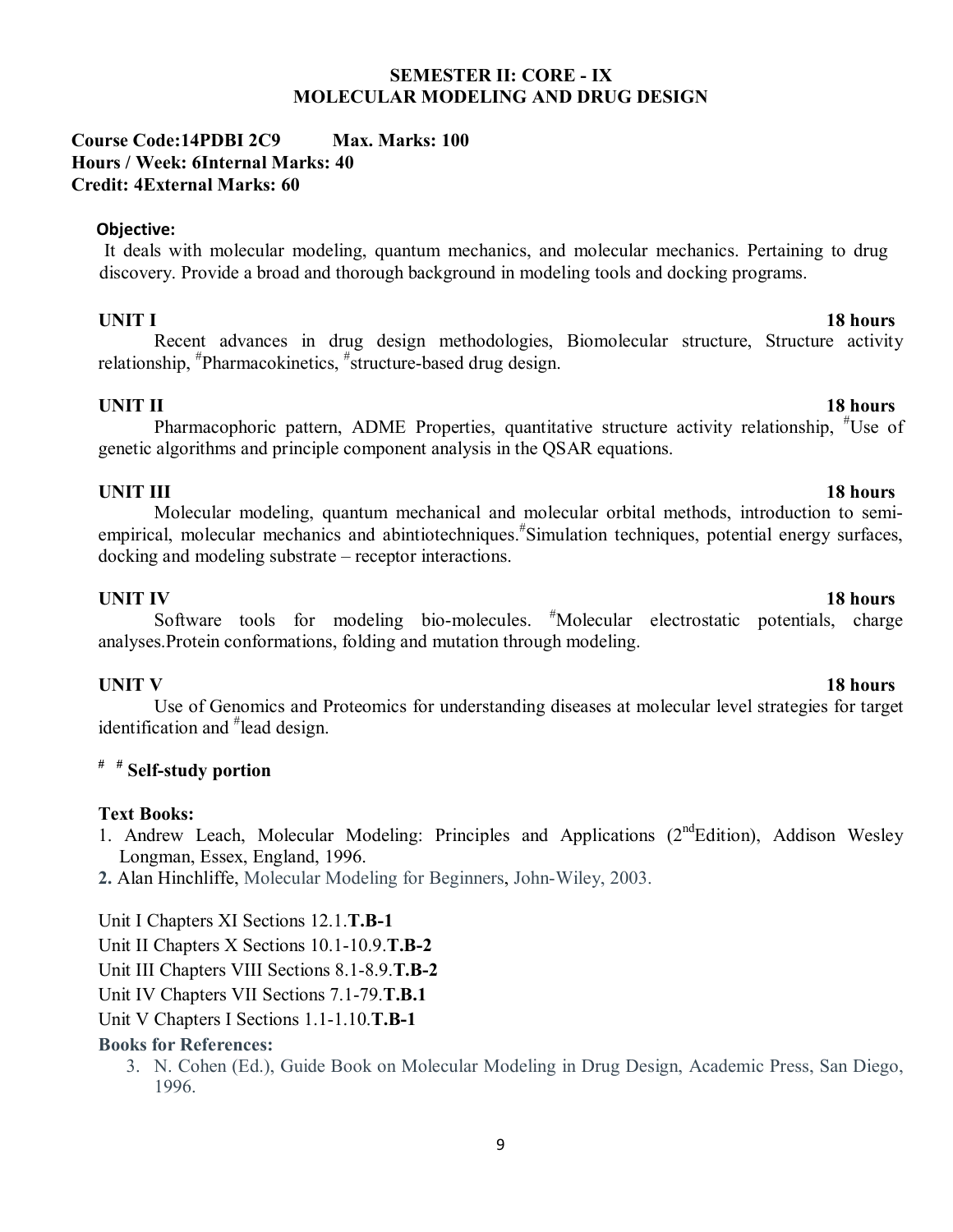## SEMESTER II: CORE - IX
## MOLECULAR MODELING AND DRUG DESIGN

**Course Code:14PDBI 2C9 Max. Marks: 100**
**Hours / Week: 6Internal Marks: 40**
**Credit: 4External Marks: 60**

**Objective:**

It deals with molecular modeling, quantum mechanics, and molecular mechanics. Pertaining to drug discovery. Provide a broad and thorough background in modeling tools and docking programs.

**UNIT I 18 hours**

Recent advances in drug design methodologies, Biomolecular structure, Structure activity relationship, #Pharmacokinetics, #structure-based drug design.

**UNIT II 18 hours**

Pharmacophoric pattern, ADME Properties, quantitative structure activity relationship, #Use of genetic algorithms and principle component analysis in the QSAR equations.

**UNIT III 18 hours**

Molecular modeling, quantum mechanical and molecular orbital methods, introduction to semi-empirical, molecular mechanics and abintiotechniques.#Simulation techniques, potential energy surfaces, docking and modeling substrate – receptor interactions.

**UNIT IV 18 hours**

Software tools for modeling bio-molecules. #Molecular electrostatic potentials, charge analyses.Protein conformations, folding and mutation through modeling.

**UNIT V 18 hours**

Use of Genomics and Proteomics for understanding diseases at molecular level strategies for target identification and #lead design.

**# # Self-study portion**

**Text Books:**

1. Andrew Leach, Molecular Modeling: Principles and Applications (2nd Edition), Addison Wesley Longman, Essex, England, 1996.
2. Alan Hinchliffe, Molecular Modeling for Beginners, John-Wiley, 2003.

Unit I Chapters XI Sections 12.1.**T.B-1**

Unit II Chapters X Sections 10.1-10.9.**T.B-2**

Unit III Chapters VIII Sections 8.1-8.9.**T.B-2**

Unit IV Chapters VII Sections 7.1-79.**T.B.1**

Unit V Chapters I Sections 1.1-1.10.**T.B-1**

**Books for References:**

3. N. Cohen (Ed.), Guide Book on Molecular Modeling in Drug Design, Academic Press, San Diego, 1996.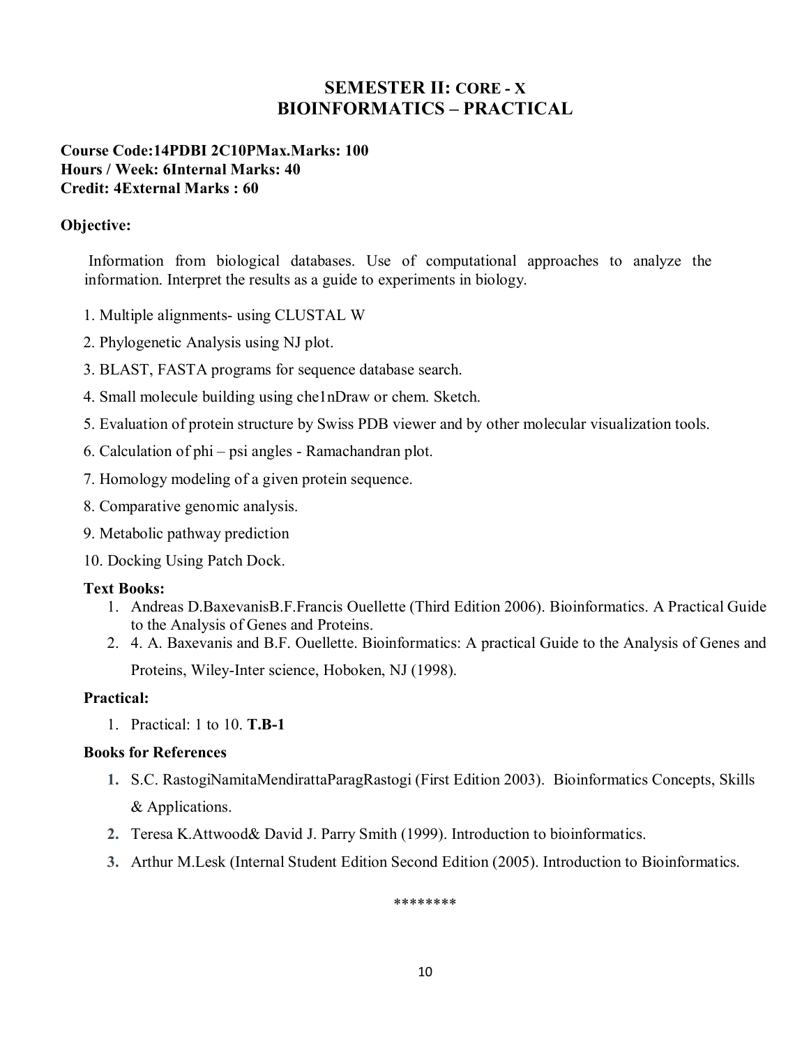## SEMESTER II: CORE - X
## BIOINFORMATICS – PRACTICAL

**Course Code:14PDBI 2C10PMax.Marks: 100**
**Hours / Week: 6Internal Marks: 40**
**Credit: 4External Marks : 60**

**Objective:**

Information from biological databases. Use of computational approaches to analyze the information. Interpret the results as a guide to experiments in biology.

1. Multiple alignments- using CLUSTAL W
2. Phylogenetic Analysis using NJ plot.
3. BLAST, FASTA programs for sequence database search.
4. Small molecule building using che1nDraw or chem. Sketch.
5. Evaluation of protein structure by Swiss PDB viewer and by other molecular visualization tools.
6. Calculation of phi – psi angles - Ramachandran plot.
7. Homology modeling of a given protein sequence.
8. Comparative genomic analysis.
9. Metabolic pathway prediction
10. Docking Using Patch Dock.

**Text Books:**

1. Andreas D.BaxevanisB.F.Francis Ouellette (Third Edition 2006). Bioinformatics. A Practical Guide to the Analysis of Genes and Proteins.
2. 4. A. Baxevanis and B.F. Ouellette. Bioinformatics: A practical Guide to the Analysis of Genes and Proteins, Wiley-Inter science, Hoboken, NJ (1998).

**Practical:**

1. Practical: 1 to 10. **T.B-1**

**Books for References**

1. S.C. RastogiNamitaMendirattaParagRastogi (First Edition 2003). Bioinformatics Concepts, Skills & Applications.
2. Teresa K.Attwood& David J. Parry Smith (1999). Introduction to bioinformatics.
3. Arthur M.Lesk (Internal Student Edition Second Edition (2005). Introduction to Bioinformatics.

********